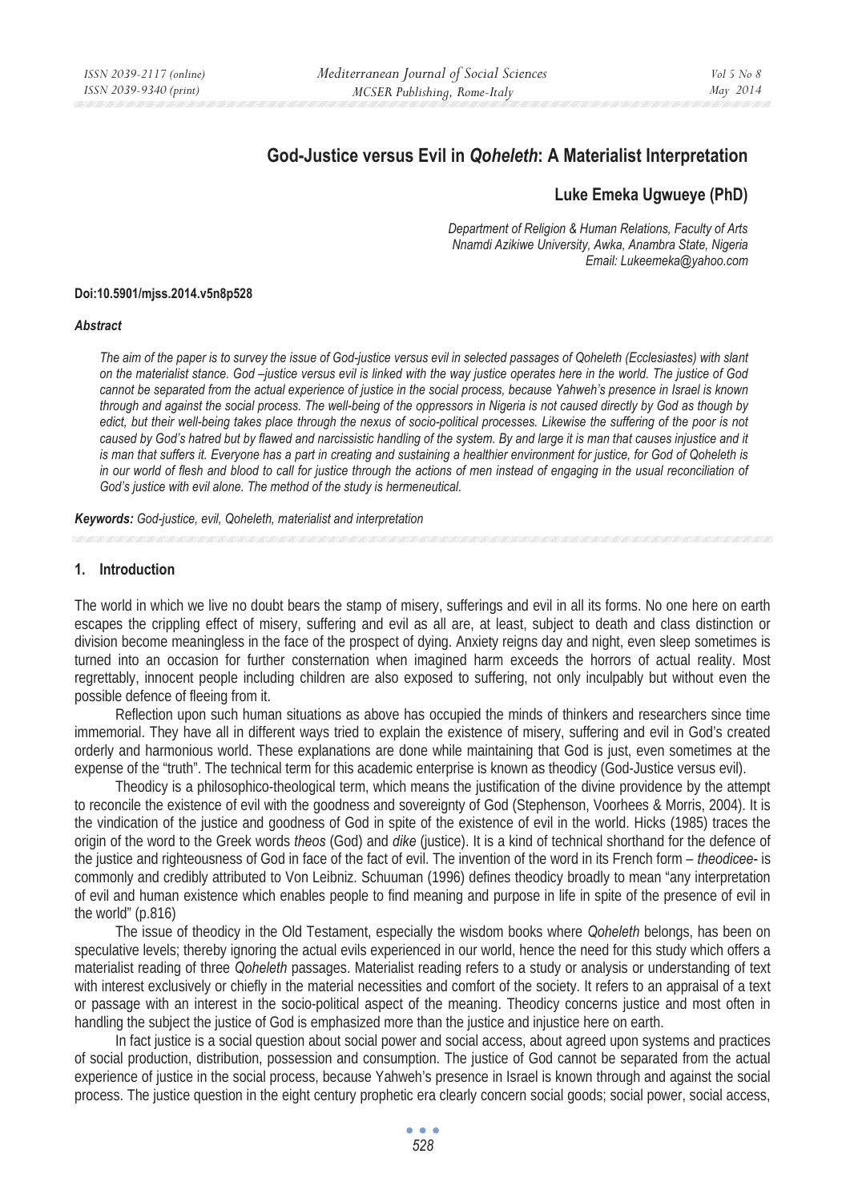# God-Justice versus Evil in *Qoheleth*: A Materialist Interpretation

**Luke Emeka Ugwueye (PhD)**

*Department of Religion & Human Relations, Faculty of Arts*
*Nnamdi Azikiwe University, Awka, Anambra State, Nigeria*
*Email: Lukeemeka@yahoo.com*

**Doi:10.5901/mjss.2014.v5n8p528**

### *Abstract*

*The aim of the paper is to survey the issue of God-justice versus evil in selected passages of Qoheleth (Ecclesiastes) with slant on the materialist stance. God –justice versus evil is linked with the way justice operates here in the world. The justice of God cannot be separated from the actual experience of justice in the social process, because Yahweh's presence in Israel is known through and against the social process. The well-being of the oppressors in Nigeria is not caused directly by God as though by edict, but their well-being takes place through the nexus of socio-political processes. Likewise the suffering of the poor is not caused by God's hatred but by flawed and narcissistic handling of the system. By and large it is man that causes injustice and it is man that suffers it. Everyone has a part in creating and sustaining a healthier environment for justice, for God of Qoheleth is in our world of flesh and blood to call for justice through the actions of men instead of engaging in the usual reconciliation of God's justice with evil alone. The method of the study is hermeneutical.*

***Keywords:** God-justice, evil, Qoheleth, materialist and interpretation*

## 1. Introduction

The world in which we live no doubt bears the stamp of misery, sufferings and evil in all its forms. No one here on earth escapes the crippling effect of misery, suffering and evil as all are, at least, subject to death and class distinction or division become meaningless in the face of the prospect of dying. Anxiety reigns day and night, even sleep sometimes is turned into an occasion for further consternation when imagined harm exceeds the horrors of actual reality. Most regrettably, innocent people including children are also exposed to suffering, not only inculpably but without even the possible defence of fleeing from it.

Reflection upon such human situations as above has occupied the minds of thinkers and researchers since time immemorial. They have all in different ways tried to explain the existence of misery, suffering and evil in God's created orderly and harmonious world. These explanations are done while maintaining that God is just, even sometimes at the expense of the "truth". The technical term for this academic enterprise is known as theodicy (God-Justice versus evil).

Theodicy is a philosophico-theological term, which means the justification of the divine providence by the attempt to reconcile the existence of evil with the goodness and sovereignty of God (Stephenson, Voorhees & Morris, 2004). It is the vindication of the justice and goodness of God in spite of the existence of evil in the world. Hicks (1985) traces the origin of the word to the Greek words *theos* (God) and *dike* (justice). It is a kind of technical shorthand for the defence of the justice and righteousness of God in face of the fact of evil. The invention of the word in its French form – *theodicee-* is commonly and credibly attributed to Von Leibniz. Schuuman (1996) defines theodicy broadly to mean "any interpretation of evil and human existence which enables people to find meaning and purpose in life in spite of the presence of evil in the world" (p.816)

The issue of theodicy in the Old Testament, especially the wisdom books where *Qoheleth* belongs, has been on speculative levels; thereby ignoring the actual evils experienced in our world, hence the need for this study which offers a materialist reading of three *Qoheleth* passages. Materialist reading refers to a study or analysis or understanding of text with interest exclusively or chiefly in the material necessities and comfort of the society. It refers to an appraisal of a text or passage with an interest in the socio-political aspect of the meaning. Theodicy concerns justice and most often in handling the subject the justice of God is emphasized more than the justice and injustice here on earth.

In fact justice is a social question about social power and social access, about agreed upon systems and practices of social production, distribution, possession and consumption. The justice of God cannot be separated from the actual experience of justice in the social process, because Yahweh's presence in Israel is known through and against the social process. The justice question in the eight century prophetic era clearly concern social goods; social power, social access,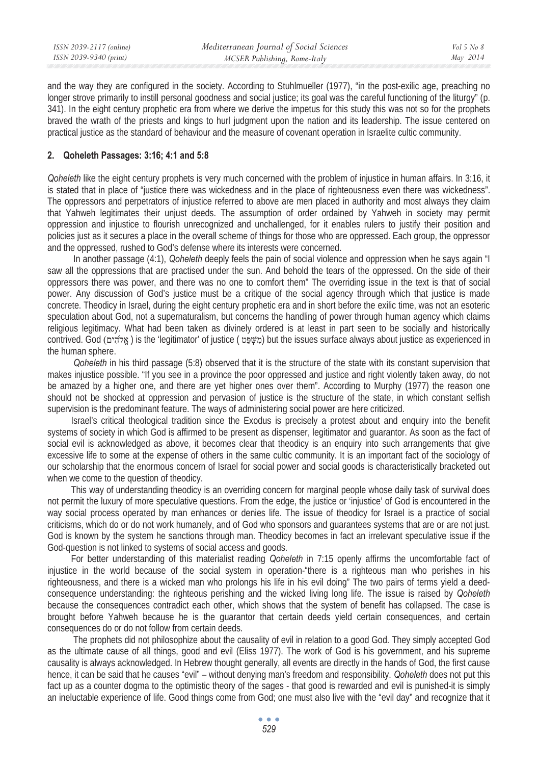and the way they are configured in the society. According to Stuhlmueller (1977), "in the post-exilic age, preaching no longer strove primarily to instill personal goodness and social justice; its goal was the careful functioning of the liturgy" (p. 341). In the eight century prophetic era from where we derive the impetus for this study this was not so for the prophets braved the wrath of the priests and kings to hurl judgment upon the nation and its leadership. The issue centered on practical justice as the standard of behaviour and the measure of covenant operation in Israelite cultic community.

## 2. Qoheleth Passages: 3:16; 4:1 and 5:8

*Qoheleth* like the eight century prophets is very much concerned with the problem of injustice in human affairs. In 3:16, it is stated that in place of "justice there was wickedness and in the place of righteousness even there was wickedness". The oppressors and perpetrators of injustice referred to above are men placed in authority and most always they claim that Yahweh legitimates their unjust deeds. The assumption of order ordained by Yahweh in society may permit oppression and injustice to flourish unrecognized and unchallenged, for it enables rulers to justify their position and policies just as it secures a place in the overall scheme of things for those who are oppressed. Each group, the oppressor and the oppressed, rushed to God's defense where its interests were concerned.

In another passage (4:1), *Qoheleth* deeply feels the pain of social violence and oppression when he says again "I saw all the oppressions that are practised under the sun. And behold the tears of the oppressed. On the side of their oppressors there was power, and there was no one to comfort them" The overriding issue in the text is that of social power. Any discussion of God's justice must be a critique of the social agency through which that justice is made concrete. Theodicy in Israel, during the eight century prophetic era and in short before the exilic time, was not an esoteric speculation about God, not a supernaturalism, but concerns the handling of power through human agency which claims religious legitimacy. What had been taken as divinely ordered is at least in part seen to be socially and historically contrived. God (אֱלֹהִים) is the 'legitimator' of justice (מִשְׁפָּט) but the issues surface always about justice as experienced in the human sphere.

*Qoheleth* in his third passage (5:8) observed that it is the structure of the state with its constant supervision that makes injustice possible. "If you see in a province the poor oppressed and justice and right violently taken away, do not be amazed by a higher one, and there are yet higher ones over them". According to Murphy (1977) the reason one should not be shocked at oppression and pervasion of justice is the structure of the state, in which constant selfish supervision is the predominant feature. The ways of administering social power are here criticized.

Israel's critical theological tradition since the Exodus is precisely a protest about and enquiry into the benefit systems of society in which God is affirmed to be present as dispenser, legitimator and guarantor. As soon as the fact of social evil is acknowledged as above, it becomes clear that theodicy is an enquiry into such arrangements that give excessive life to some at the expense of others in the same cultic community. It is an important fact of the sociology of our scholarship that the enormous concern of Israel for social power and social goods is characteristically bracketed out when we come to the question of theodicy.

This way of understanding theodicy is an overriding concern for marginal people whose daily task of survival does not permit the luxury of more speculative questions. From the edge, the justice or 'injustice' of God is encountered in the way social process operated by man enhances or denies life. The issue of theodicy for Israel is a practice of social criticisms, which do or do not work humanely, and of God who sponsors and guarantees systems that are or are not just. God is known by the system he sanctions through man. Theodicy becomes in fact an irrelevant speculative issue if the God-question is not linked to systems of social access and goods.

For better understanding of this materialist reading *Qoheleth* in 7:15 openly affirms the uncomfortable fact of injustice in the world because of the social system in operation-"there is a righteous man who perishes in his righteousness, and there is a wicked man who prolongs his life in his evil doing" The two pairs of terms yield a deed-consequence understanding: the righteous perishing and the wicked living long life. The issue is raised by *Qoheleth* because the consequences contradict each other, which shows that the system of benefit has collapsed. The case is brought before Yahweh because he is the guarantor that certain deeds yield certain consequences, and certain consequences do or do not follow from certain deeds.

The prophets did not philosophize about the causality of evil in relation to a good God. They simply accepted God as the ultimate cause of all things, good and evil (Eliss 1977). The work of God is his government, and his supreme causality is always acknowledged. In Hebrew thought generally, all events are directly in the hands of God, the first cause hence, it can be said that he causes "evil" – without denying man's freedom and responsibility. *Qoheleth* does not put this fact up as a counter dogma to the optimistic theory of the sages - that good is rewarded and evil is punished-it is simply an ineluctable experience of life. Good things come from God; one must also live with the "evil day" and recognize that it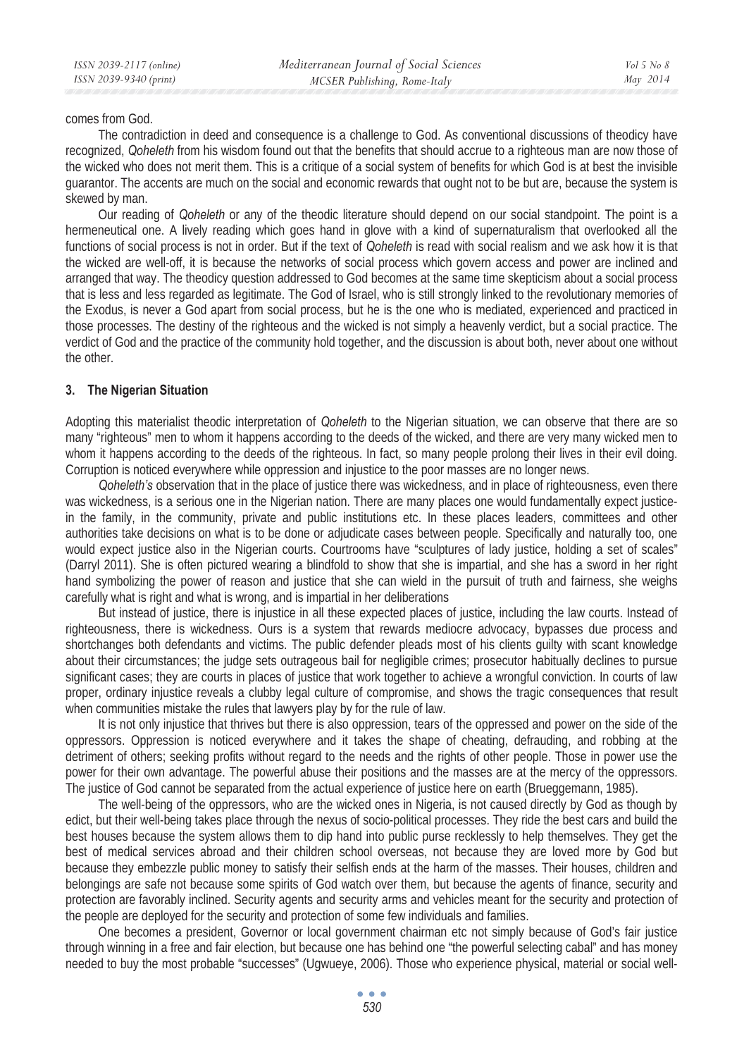comes from God.

The contradiction in deed and consequence is a challenge to God. As conventional discussions of theodicy have recognized, *Qoheleth* from his wisdom found out that the benefits that should accrue to a righteous man are now those of the wicked who does not merit them. This is a critique of a social system of benefits for which God is at best the invisible guarantor. The accents are much on the social and economic rewards that ought not to be but are, because the system is skewed by man.

Our reading of *Qoheleth* or any of the theodic literature should depend on our social standpoint. The point is a hermeneutical one. A lively reading which goes hand in glove with a kind of supernaturalism that overlooked all the functions of social process is not in order. But if the text of *Qoheleth* is read with social realism and we ask how it is that the wicked are well-off, it is because the networks of social process which govern access and power are inclined and arranged that way. The theodicy question addressed to God becomes at the same time skepticism about a social process that is less and less regarded as legitimate. The God of Israel, who is still strongly linked to the revolutionary memories of the Exodus, is never a God apart from social process, but he is the one who is mediated, experienced and practiced in those processes. The destiny of the righteous and the wicked is not simply a heavenly verdict, but a social practice. The verdict of God and the practice of the community hold together, and the discussion is about both, never about one without the other.

## 3. The Nigerian Situation

Adopting this materialist theodic interpretation of *Qoheleth* to the Nigerian situation, we can observe that there are so many "righteous" men to whom it happens according to the deeds of the wicked, and there are very many wicked men to whom it happens according to the deeds of the righteous. In fact, so many people prolong their lives in their evil doing. Corruption is noticed everywhere while oppression and injustice to the poor masses are no longer news.

*Qoheleth's* observation that in the place of justice there was wickedness, and in place of righteousness, even there was wickedness, is a serious one in the Nigerian nation. There are many places one would fundamentally expect justice- in the family, in the community, private and public institutions etc. In these places leaders, committees and other authorities take decisions on what is to be done or adjudicate cases between people. Specifically and naturally too, one would expect justice also in the Nigerian courts. Courtrooms have "sculptures of lady justice, holding a set of scales" (Darryl 2011). She is often pictured wearing a blindfold to show that she is impartial, and she has a sword in her right hand symbolizing the power of reason and justice that she can wield in the pursuit of truth and fairness, she weighs carefully what is right and what is wrong, and is impartial in her deliberations

But instead of justice, there is injustice in all these expected places of justice, including the law courts. Instead of righteousness, there is wickedness. Ours is a system that rewards mediocre advocacy, bypasses due process and shortchanges both defendants and victims. The public defender pleads most of his clients guilty with scant knowledge about their circumstances; the judge sets outrageous bail for negligible crimes; prosecutor habitually declines to pursue significant cases; they are courts in places of justice that work together to achieve a wrongful conviction. In courts of law proper, ordinary injustice reveals a clubby legal culture of compromise, and shows the tragic consequences that result when communities mistake the rules that lawyers play by for the rule of law.

It is not only injustice that thrives but there is also oppression, tears of the oppressed and power on the side of the oppressors. Oppression is noticed everywhere and it takes the shape of cheating, defrauding, and robbing at the detriment of others; seeking profits without regard to the needs and the rights of other people. Those in power use the power for their own advantage. The powerful abuse their positions and the masses are at the mercy of the oppressors. The justice of God cannot be separated from the actual experience of justice here on earth (Brueggemann, 1985).

The well-being of the oppressors, who are the wicked ones in Nigeria, is not caused directly by God as though by edict, but their well-being takes place through the nexus of socio-political processes. They ride the best cars and build the best houses because the system allows them to dip hand into public purse recklessly to help themselves. They get the best of medical services abroad and their children school overseas, not because they are loved more by God but because they embezzle public money to satisfy their selfish ends at the harm of the masses. Their houses, children and belongings are safe not because some spirits of God watch over them, but because the agents of finance, security and protection are favorably inclined. Security agents and security arms and vehicles meant for the security and protection of the people are deployed for the security and protection of some few individuals and families.

One becomes a president, Governor or local government chairman etc not simply because of God's fair justice through winning in a free and fair election, but because one has behind one "the powerful selecting cabal" and has money needed to buy the most probable "successes" (Ugwueye, 2006). Those who experience physical, material or social well-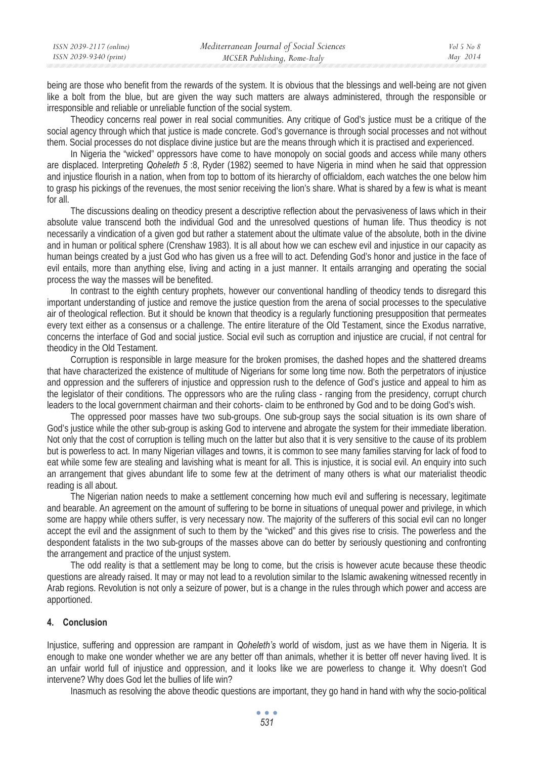being are those who benefit from the rewards of the system. It is obvious that the blessings and well-being are not given like a bolt from the blue, but are given the way such matters are always administered, through the responsible or irresponsible and reliable or unreliable function of the social system.

Theodicy concerns real power in real social communities. Any critique of God's justice must be a critique of the social agency through which that justice is made concrete. God's governance is through social processes and not without them. Social processes do not displace divine justice but are the means through which it is practised and experienced.

In Nigeria the "wicked" oppressors have come to have monopoly on social goods and access while many others are displaced. Interpreting *Qoheleth 5* :8, Ryder (1982) seemed to have Nigeria in mind when he said that oppression and injustice flourish in a nation, when from top to bottom of its hierarchy of officialdom, each watches the one below him to grasp his pickings of the revenues, the most senior receiving the lion's share. What is shared by a few is what is meant for all.

The discussions dealing on theodicy present a descriptive reflection about the pervasiveness of laws which in their absolute value transcend both the individual God and the unresolved questions of human life. Thus theodicy is not necessarily a vindication of a given god but rather a statement about the ultimate value of the absolute, both in the divine and in human or political sphere (Crenshaw 1983). It is all about how we can eschew evil and injustice in our capacity as human beings created by a just God who has given us a free will to act. Defending God's honor and justice in the face of evil entails, more than anything else, living and acting in a just manner. It entails arranging and operating the social process the way the masses will be benefited.

In contrast to the eighth century prophets, however our conventional handling of theodicy tends to disregard this important understanding of justice and remove the justice question from the arena of social processes to the speculative air of theological reflection. But it should be known that theodicy is a regularly functioning presupposition that permeates every text either as a consensus or a challenge. The entire literature of the Old Testament, since the Exodus narrative, concerns the interface of God and social justice. Social evil such as corruption and injustice are crucial, if not central for theodicy in the Old Testament.

Corruption is responsible in large measure for the broken promises, the dashed hopes and the shattered dreams that have characterized the existence of multitude of Nigerians for some long time now. Both the perpetrators of injustice and oppression and the sufferers of injustice and oppression rush to the defence of God's justice and appeal to him as the legislator of their conditions. The oppressors who are the ruling class - ranging from the presidency, corrupt church leaders to the local government chairman and their cohorts- claim to be enthroned by God and to be doing God's wish.

The oppressed poor masses have two sub-groups. One sub-group says the social situation is its own share of God's justice while the other sub-group is asking God to intervene and abrogate the system for their immediate liberation. Not only that the cost of corruption is telling much on the latter but also that it is very sensitive to the cause of its problem but is powerless to act. In many Nigerian villages and towns, it is common to see many families starving for lack of food to eat while some few are stealing and lavishing what is meant for all. This is injustice, it is social evil. An enquiry into such an arrangement that gives abundant life to some few at the detriment of many others is what our materialist theodic reading is all about.

The Nigerian nation needs to make a settlement concerning how much evil and suffering is necessary, legitimate and bearable. An agreement on the amount of suffering to be borne in situations of unequal power and privilege, in which some are happy while others suffer, is very necessary now. The majority of the sufferers of this social evil can no longer accept the evil and the assignment of such to them by the "wicked" and this gives rise to crisis. The powerless and the despondent fatalists in the two sub-groups of the masses above can do better by seriously questioning and confronting the arrangement and practice of the unjust system.

The odd reality is that a settlement may be long to come, but the crisis is however acute because these theodic questions are already raised. It may or may not lead to a revolution similar to the Islamic awakening witnessed recently in Arab regions. Revolution is not only a seizure of power, but is a change in the rules through which power and access are apportioned.

## 4. Conclusion

Injustice, suffering and oppression are rampant in *Qoheleth's* world of wisdom, just as we have them in Nigeria. It is enough to make one wonder whether we are any better off than animals, whether it is better off never having lived. It is an unfair world full of injustice and oppression, and it looks like we are powerless to change it. Why doesn't God intervene? Why does God let the bullies of life win?

Inasmuch as resolving the above theodic questions are important, they go hand in hand with why the socio-political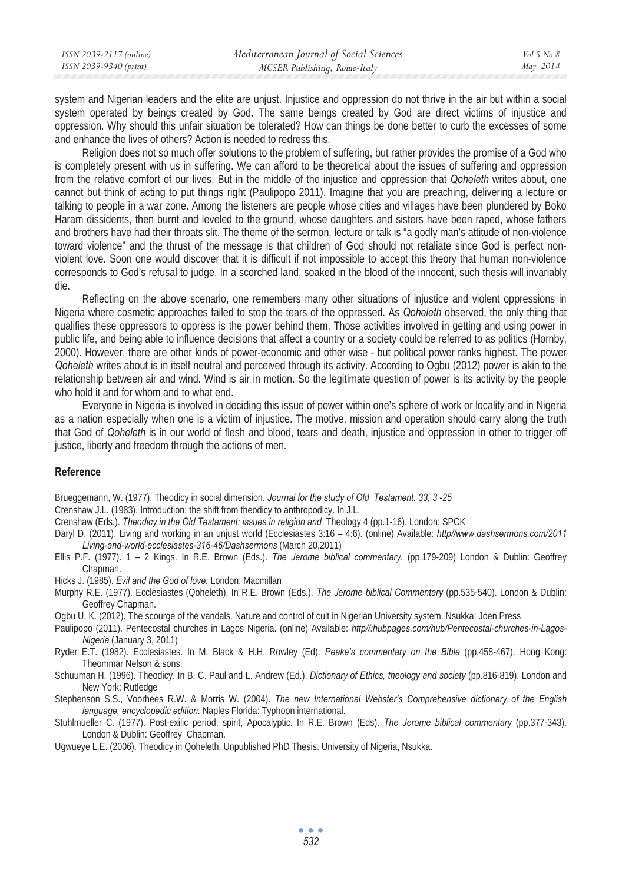system and Nigerian leaders and the elite are unjust. Injustice and oppression do not thrive in the air but within a social system operated by beings created by God. The same beings created by God are direct victims of injustice and oppression. Why should this unfair situation be tolerated? How can things be done better to curb the excesses of some and enhance the lives of others? Action is needed to redress this.

Religion does not so much offer solutions to the problem of suffering, but rather provides the promise of a God who is completely present with us in suffering. We can afford to be theoretical about the issues of suffering and oppression from the relative comfort of our lives. But in the middle of the injustice and oppression that *Qoheleth* writes about, one cannot but think of acting to put things right (Paulipopo 2011). Imagine that you are preaching, delivering a lecture or talking to people in a war zone. Among the listeners are people whose cities and villages have been plundered by Boko Haram dissidents, then burnt and leveled to the ground, whose daughters and sisters have been raped, whose fathers and brothers have had their throats slit. The theme of the sermon, lecture or talk is "a godly man's attitude of non-violence toward violence" and the thrust of the message is that children of God should not retaliate since God is perfect non-violent love. Soon one would discover that it is difficult if not impossible to accept this theory that human non-violence corresponds to God's refusal to judge. In a scorched land, soaked in the blood of the innocent, such thesis will invariably die.

Reflecting on the above scenario, one remembers many other situations of injustice and violent oppressions in Nigeria where cosmetic approaches failed to stop the tears of the oppressed. As *Qoheleth* observed, the only thing that qualifies these oppressors to oppress is the power behind them. Those activities involved in getting and using power in public life, and being able to influence decisions that affect a country or a society could be referred to as politics (Hornby, 2000). However, there are other kinds of power-economic and other wise - but political power ranks highest. The power *Qoheleth* writes about is in itself neutral and perceived through its activity. According to Ogbu (2012) power is akin to the relationship between air and wind. Wind is air in motion. So the legitimate question of power is its activity by the people who hold it and for whom and to what end.

Everyone in Nigeria is involved in deciding this issue of power within one's sphere of work or locality and in Nigeria as a nation especially when one is a victim of injustice. The motive, mission and operation should carry along the truth that God of *Qoheleth* is in our world of flesh and blood, tears and death, injustice and oppression in other to trigger off justice, liberty and freedom through the actions of men.

## Reference

Brueggemann, W. (1977). Theodicy in social dimension. *Journal for the study of Old Testament. 33, 3 -25*

Crenshaw J.L. (1983). Introduction: the shift from theodicy to anthropodicy. In J.L.

Crenshaw (Eds.). *Theodicy in the Old Testament: issues in religion and* Theology 4 (pp.1-16). London: SPCK

Daryl D. (2011). Living and working in an unjust world (Ecclesiastes 3:16 – 4:6). (online) Available: *http//www.dashsermons.com/2011 Living-and-world-ecclesiastes-316-46/Dashsermons* (March 20,2011)

Ellis P.F. (1977). 1 – 2 Kings. In R.E. Brown (Eds.). *The Jerome biblical commentary*. (pp.179-209) London & Dublin: Geoffrey Chapman.

Hicks J. (1985). *Evil and the God of love.* London: Macmillan

Murphy R.E. (1977). Ecclesiastes (Qoheleth). In R.E. Brown (Eds.). *The Jerome biblical Commentary* (pp.535-540). London & Dublin: Geoffrey Chapman.

Ogbu U. K. (2012). The scourge of the vandals. Nature and control of cult in Nigerian University system. Nsukka: Joen Press

Paulipopo (2011). Pentecostal churches in Lagos Nigeria. (online) Available: *http//:hubpages.com/hub/Pentecostal-churches-in-Lagos-Nigeria* (January 3, 2011)

Ryder E.T. (1982). Ecclesiastes. In M. Black & H.H. Rowley (Ed). *Peake's commentary on the Bible* (pp.458-467). Hong Kong: Theommar Nelson & sons.

Schuuman H. (1996). Theodicy. In B. C. Paul and L. Andrew (Ed.). *Dictionary of Ethics, theology and society* (pp.816-819). London and New York: Rutledge

Stephenson S.S., Voorhees R.W. & Morris W. (2004). *The new International Webster's Comprehensive dictionary of the English language, encyclopedic edition.* Naples Florida: Typhoon international.

Stuhlmueller C. (1977). Post-exilic period: spirit, Apocalyptic. In R.E. Brown (Eds). *The Jerome biblical commentary* (pp.377-343). London & Dublin: Geoffrey Chapman.

Ugwueye L.E. (2006). Theodicy in Qoheleth. Unpublished PhD Thesis. University of Nigeria, Nsukka.